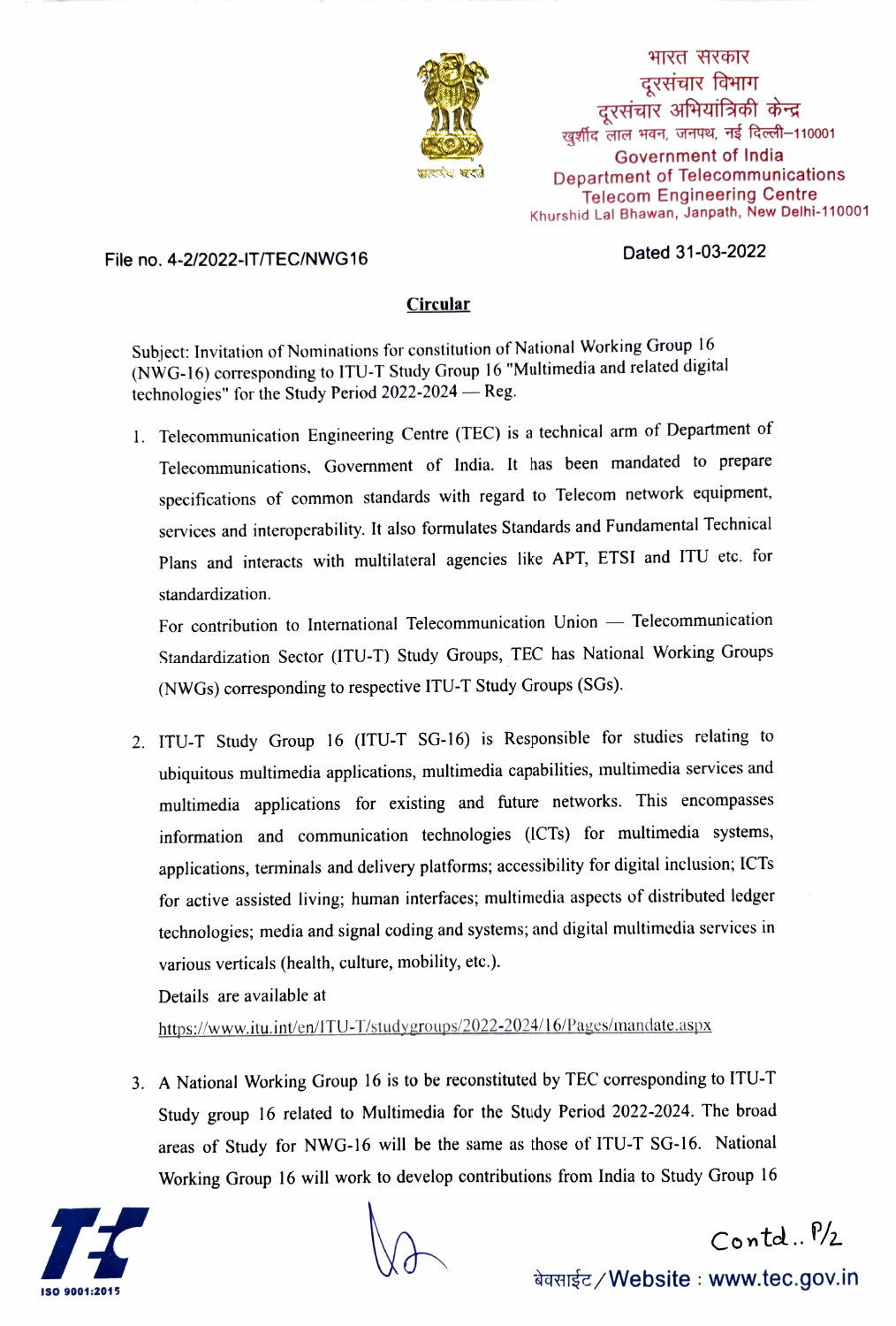भारत सरकार
दूरसंचार विभाग
दूरसंचार अभियांत्रिकी केन्द्र
खुर्शीद लाल भवन, जनपथ, नई दिल्ली–110001

Government of India
Department of Telecommunications
Telecom Engineering Centre
Khurshid Lal Bhawan, Janpath, New Delhi-110001

File no. 4-2/2022-IT/TEC/NWG16

Dated 31-03-2022

## Circular

Subject: Invitation of Nominations for constitution of National Working Group 16 (NWG-16) corresponding to ITU-T Study Group 16 "Multimedia and related digital technologies" for the Study Period 2022-2024 — Reg.

1. Telecommunication Engineering Centre (TEC) is a technical arm of Department of Telecommunications, Government of India. It has been mandated to prepare specifications of common standards with regard to Telecom network equipment, services and interoperability. It also formulates Standards and Fundamental Technical Plans and interacts with multilateral agencies like APT, ETSI and ITU etc. for standardization.

   For contribution to International Telecommunication Union — Telecommunication Standardization Sector (ITU-T) Study Groups, TEC has National Working Groups (NWGs) corresponding to respective ITU-T Study Groups (SGs).

2. ITU-T Study Group 16 (ITU-T SG-16) is Responsible for studies relating to ubiquitous multimedia applications, multimedia capabilities, multimedia services and multimedia applications for existing and future networks. This encompasses information and communication technologies (ICTs) for multimedia systems, applications, terminals and delivery platforms; accessibility for digital inclusion; ICTs for active assisted living; human interfaces; multimedia aspects of distributed ledger technologies; media and signal coding and systems; and digital multimedia services in various verticals (health, culture, mobility, etc.).

   Details are available at

   https://www.itu.int/en/ITU-T/studygroups/2022-2024/16/Pages/mandate.aspx

3. A National Working Group 16 is to be reconstituted by TEC corresponding to ITU-T Study group 16 related to Multimedia for the Study Period 2022-2024. The broad areas of Study for NWG-16 will be the same as those of ITU-T SG-16. National Working Group 16 will work to develop contributions from India to Study Group 16

Contd.. P/2

बेवसाईट / Website : www.tec.gov.in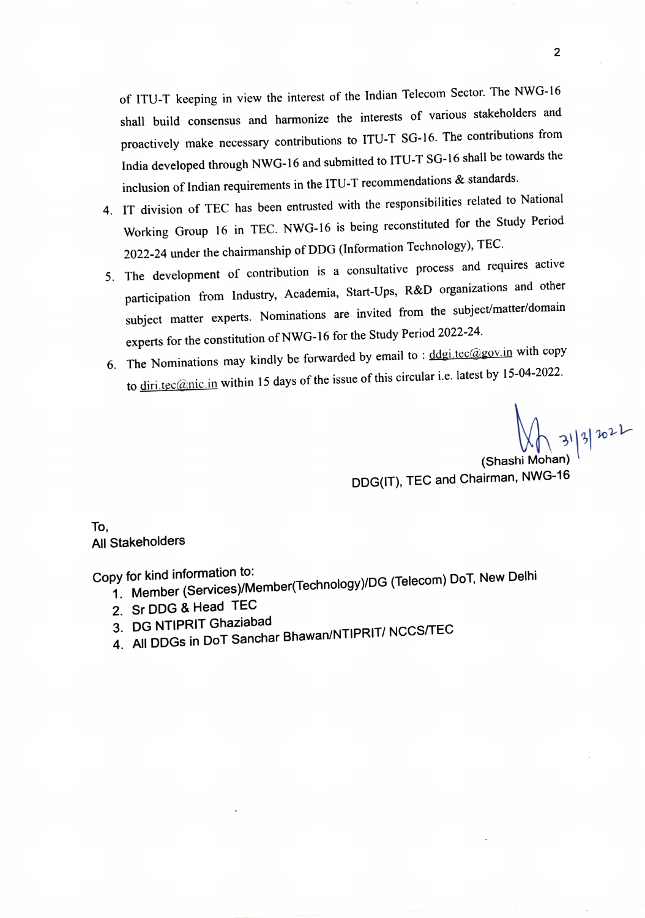of ITU-T keeping in view the interest of the Indian Telecom Sector. The NWG-16 shall build consensus and harmonize the interests of various stakeholders and proactively make necessary contributions to ITU-T SG-16. The contributions from India developed through NWG-16 and submitted to ITU-T SG-16 shall be towards the inclusion of Indian requirements in the ITU-T recommendations & standards.

4. IT division of TEC has been entrusted with the responsibilities related to National Working Group 16 in TEC. NWG-16 is being reconstituted for the Study Period 2022-24 under the chairmanship of DDG (Information Technology), TEC.
5. The development of contribution is a consultative process and requires active participation from Industry, Academia, Start-Ups, R&D organizations and other subject matter experts. Nominations are invited from the subject/matter/domain experts for the constitution of NWG-16 for the Study Period 2022-24.
6. The Nominations may kindly be forwarded by email to : ddgi.tec@gov.in with copy to diri.tec@nic.in within 15 days of the issue of this circular i.e. latest by 15-04-2022.

31/3/2022

(Shashi Mohan)
DDG(IT), TEC and Chairman, NWG-16

To,
All Stakeholders

Copy for kind information to:

1. Member (Services)/Member(Technology)/DG (Telecom) DoT, New Delhi
2. Sr DDG & Head TEC
3. DG NTIPRIT Ghaziabad
4. All DDGs in DoT Sanchar Bhawan/NTIPRIT/ NCCS/TEC